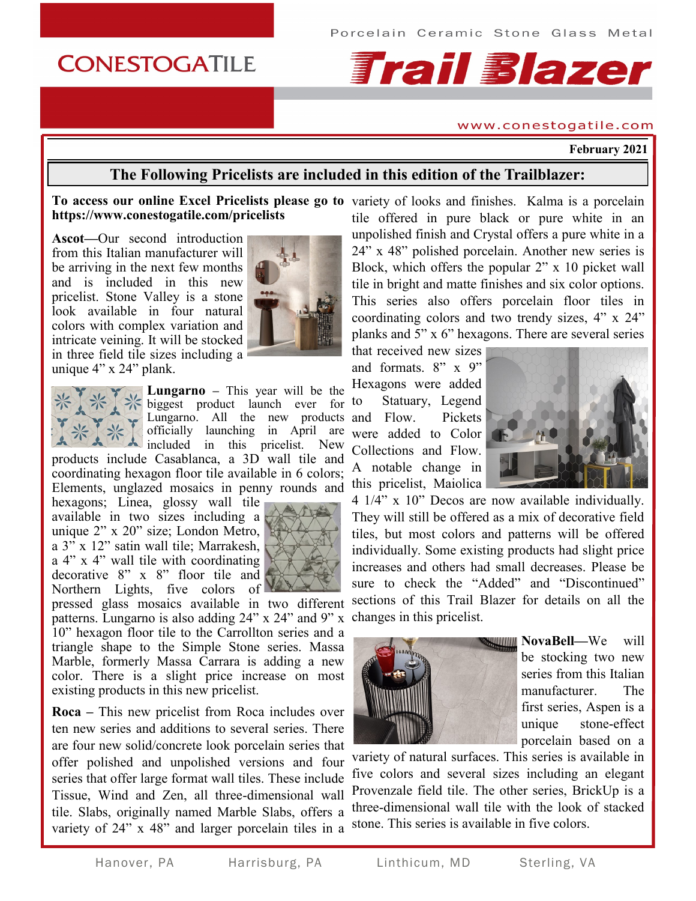Porcelain Ceramic Stone Glass Metal

# CONESTOGATILE Trail Blazer

www.conestogatile.com

**February 2021**

## The Following Pricelists are included in this edition of the Trailblazer:

**To access our online Excel Pricelists please go to https://www.conestogatile.com/pricelists**

**Ascot**—Our second introduction from this Italian manufacturer will be arriving in the next few months and is included in this new pricelist. Stone Valley is a stone look available in four natural colors with complex variation and intricate veining. It will be stocked in three field tile sizes including a unique 4" x 24" plank.

**Lungarno** – This year will be the biggest product launch ever for Lungarno. All the new products officially launching in April are included in this pricelist. New products include Casablanca, a 3D wall tile and coordinating hexagon floor tile available in 6 colors; Elements, unglazed mosaics in penny rounds and hexagons; Linea, glossy wall tile available in two sizes including a unique 2" x 20" size; London Metro, a 3" x 12" satin wall tile; Marrakesh, a 4" x 4" wall tile with coordinating decorative 8" x 8" floor tile and Northern Lights, five colors of pressed glass mosaics available in two different patterns. Lungarno is also adding 24" x 24" and 9" x 10" hexagon floor tile to the Carrollton series and a triangle shape to the Simple Stone series. Massa Marble, formerly Massa Carrara is adding a new color. There is a slight price increase on most existing products in this new pricelist.

**Roca** – This new pricelist from Roca includes over ten new series and additions to several series. There are four new solid/concrete look porcelain series that offer polished and unpolished versions and four series that offer large format wall tiles. These include Tissue, Wind and Zen, all three-dimensional wall tile. Slabs, originally named Marble Slabs, offers a variety of 24" x 48" and larger porcelain tiles in a variety of looks and finishes. Kalma is a porcelain tile offered in pure black or pure white in an unpolished finish and Crystal offers a pure white in a 24" x 48" polished porcelain. Another new series is Block, which offers the popular 2" x 10 picket wall tile in bright and matte finishes and six color options. This series also offers porcelain floor tiles in coordinating colors and two trendy sizes, 4" x 24" planks and 5" x 6" hexagons. There are several series that received new sizes and formats. 8" x 9" Hexagons were added to Statuary, Legend and Flow. Pickets were added to Color Collections and Flow. A notable change in this pricelist, Maiolica 4 1/4" x 10" Decos are now available individually. They will still be offered as a mix of decorative field tiles, but most colors and patterns will be offered individually. Some existing products had slight price increases and others had small decreases. Please be sure to check the "Added" and "Discontinued" sections of this Trail Blazer for details on all the changes in this pricelist.

**NovaBell**—We will be stocking two new series from this Italian manufacturer. The first series, Aspen is a unique stone-effect porcelain based on a variety of natural surfaces. This series is available in five colors and several sizes including an elegant Provenzale field tile. The other series, BrickUp is a three-dimensional wall tile with the look of stacked stone. This series is available in five colors.

Hanover, PA Harrisburg, PA Linthicum, MD Sterling, VA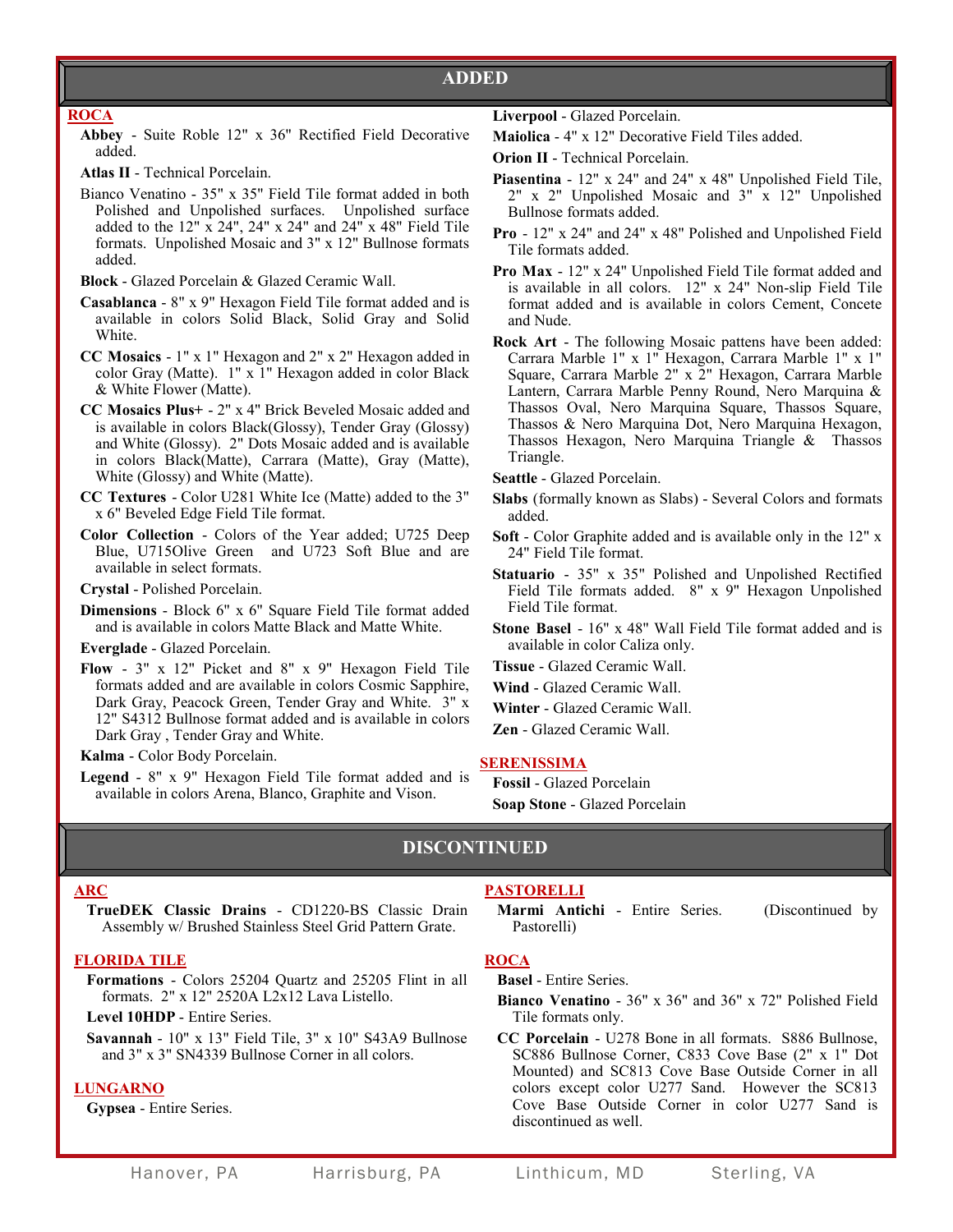## ADDED

### ROCA

**Abbey** - Suite Roble 12" x 36" Rectified Field Decorative added.

**Atlas II** - Technical Porcelain.

Bianco Venatino - 35" x 35" Field Tile format added in both Polished and Unpolished surfaces. Unpolished surface added to the 12" x 24", 24" x 24" and 24" x 48" Field Tile formats. Unpolished Mosaic and 3" x 12" Bullnose formats added.

**Block** - Glazed Porcelain & Glazed Ceramic Wall.

**Casablanca** - 8" x 9" Hexagon Field Tile format added and is available in colors Solid Black, Solid Gray and Solid White.

**CC Mosaics** - 1" x 1" Hexagon and 2" x 2" Hexagon added in color Gray (Matte). 1" x 1" Hexagon added in color Black & White Flower (Matte).

**CC Mosaics Plus+** - 2" x 4" Brick Beveled Mosaic added and is available in colors Black(Glossy), Tender Gray (Glossy) and White (Glossy). 2" Dots Mosaic added and is available in colors Black(Matte), Carrara (Matte), Gray (Matte), White (Glossy) and White (Matte).

**CC Textures** - Color U281 White Ice (Matte) added to the 3" x 6" Beveled Edge Field Tile format.

**Color Collection** - Colors of the Year added; U725 Deep Blue, U715Olive Green and U723 Soft Blue and are available in select formats.

**Crystal** - Polished Porcelain.

**Dimensions** - Block 6" x 6" Square Field Tile format added and is available in colors Matte Black and Matte White.

**Everglade** - Glazed Porcelain.

**Flow** - 3" x 12" Picket and 8" x 9" Hexagon Field Tile formats added and are available in colors Cosmic Sapphire, Dark Gray, Peacock Green, Tender Gray and White. 3" x 12" S4312 Bullnose format added and is available in colors Dark Gray , Tender Gray and White.

**Kalma** - Color Body Porcelain.

**Legend** - 8" x 9" Hexagon Field Tile format added and is available in colors Arena, Blanco, Graphite and Vison.

**Liverpool** - Glazed Porcelain.

**Maiolica** - 4" x 12" Decorative Field Tiles added.

**Orion II** - Technical Porcelain.

**Piasentina** - 12" x 24" and 24" x 48" Unpolished Field Tile, 2" x 2" Unpolished Mosaic and 3" x 12" Unpolished Bullnose formats added.

**Pro** - 12" x 24" and 24" x 48" Polished and Unpolished Field Tile formats added.

**Pro Max** - 12" x 24" Unpolished Field Tile format added and is available in all colors. 12" x 24" Non-slip Field Tile format added and is available in colors Cement, Concete and Nude.

**Rock Art** - The following Mosaic pattens have been added: Carrara Marble 1" x 1" Hexagon, Carrara Marble 1" x 1" Square, Carrara Marble 2" x 2" Hexagon, Carrara Marble Lantern, Carrara Marble Penny Round, Nero Marquina & Thassos Oval, Nero Marquina Square, Thassos Square, Thassos & Nero Marquina Dot, Nero Marquina Hexagon, Thassos Hexagon, Nero Marquina Triangle & Thassos Triangle.

**Seattle** - Glazed Porcelain.

**Slabs** (formally known as Slabs) - Several Colors and formats added.

**Soft** - Color Graphite added and is available only in the 12" x 24" Field Tile format.

**Statuario** - 35" x 35" Polished and Unpolished Rectified Field Tile formats added. 8" x 9" Hexagon Unpolished Field Tile format.

**Stone Basel** - 16" x 48" Wall Field Tile format added and is available in color Caliza only.

**Tissue** - Glazed Ceramic Wall.

**Wind** - Glazed Ceramic Wall.

**Winter** - Glazed Ceramic Wall.

**Zen** - Glazed Ceramic Wall.

### SERENISSIMA

**Fossil** - Glazed Porcelain

**Soap Stone** - Glazed Porcelain

## DISCONTINUED

### ARC

**TrueDEK Classic Drains** - CD1220-BS Classic Drain Assembly w/ Brushed Stainless Steel Grid Pattern Grate.

### FLORIDA TILE

**Formations** - Colors 25204 Quartz and 25205 Flint in all formats. 2" x 12" 2520A L2x12 Lava Listello.

**Level 10HDP** - Entire Series.

**Savannah** - 10" x 13" Field Tile, 3" x 10" S43A9 Bullnose and 3" x 3" SN4339 Bullnose Corner in all colors.

### LUNGARNO

**Gypsea** - Entire Series.

### PASTORELLI

**Marmi Antichi** - Entire Series. (Discontinued by Pastorelli)

### ROCA

**Basel** - Entire Series.

**Bianco Venatino** - 36" x 36" and 36" x 72" Polished Field Tile formats only.

**CC Porcelain** - U278 Bone in all formats. S886 Bullnose, SC886 Bullnose Corner, C833 Cove Base (2" x 1" Dot Mounted) and SC813 Cove Base Outside Corner in all colors except color U277 Sand. However the SC813 Cove Base Outside Corner in color U277 Sand is discontinued as well.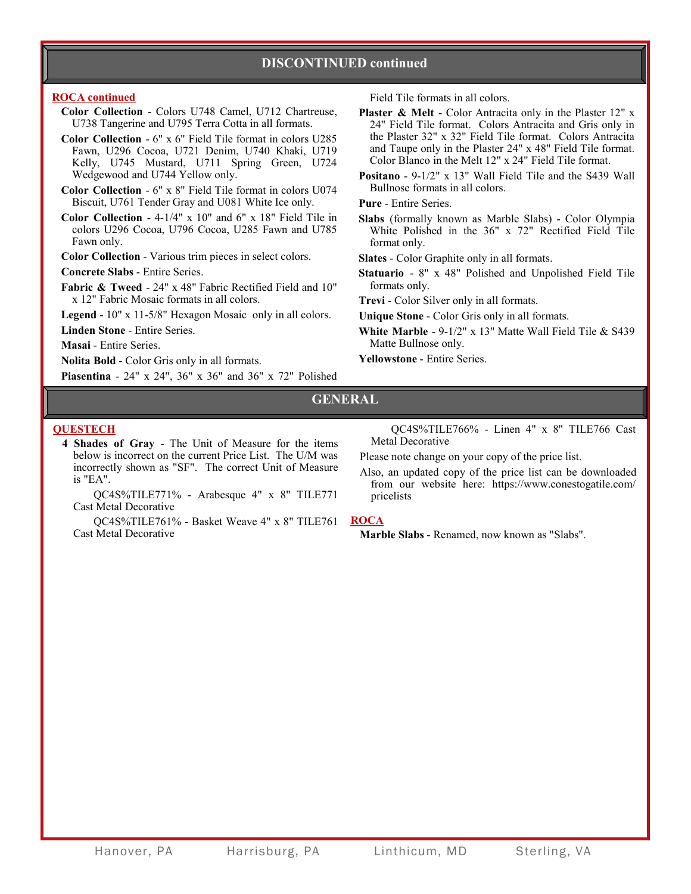## DISCONTINUED continued

### ROCA continued

**Color Collection** - Colors U748 Camel, U712 Chartreuse, U738 Tangerine and U795 Terra Cotta in all formats.

**Color Collection** - 6" x 6" Field Tile format in colors U285 Fawn, U296 Cocoa, U721 Denim, U740 Khaki, U719 Kelly, U745 Mustard, U711 Spring Green, U724 Wedgewood and U744 Yellow only.

**Color Collection** - 6" x 8" Field Tile format in colors U074 Biscuit, U761 Tender Gray and U081 White Ice only.

**Color Collection** - 4-1/4" x 10" and 6" x 18" Field Tile in colors U296 Cocoa, U796 Cocoa, U285 Fawn and U785 Fawn only.

**Color Collection** - Various trim pieces in select colors.

**Concrete Slabs** - Entire Series.

**Fabric & Tweed** - 24" x 48" Fabric Rectified Field and 10" x 12" Fabric Mosaic formats in all colors.

**Legend** - 10" x 11-5/8" Hexagon Mosaic only in all colors.

**Linden Stone** - Entire Series.

**Masai** - Entire Series.

**Nolita Bold** - Color Gris only in all formats.

**Piasentina** - 24" x 24", 36" x 36" and 36" x 72" Polished Field Tile formats in all colors.

**Plaster & Melt** - Color Antracita only in the Plaster 12" x 24" Field Tile format. Colors Antracita and Gris only in the Plaster 32" x 32" Field Tile format. Colors Antracita and Taupe only in the Plaster 24" x 48" Field Tile format. Color Blanco in the Melt 12" x 24" Field Tile format.

**Positano** - 9-1/2" x 13" Wall Field Tile and the S439 Wall Bullnose formats in all colors.

**Pure** - Entire Series.

**Slabs** (formally known as Marble Slabs) - Color Olympia White Polished in the 36" x 72" Rectified Field Tile format only.

**Slates** - Color Graphite only in all formats.

**Statuario** - 8" x 48" Polished and Unpolished Field Tile formats only.

**Trevi** - Color Silver only in all formats.

**Unique Stone** - Color Gris only in all formats.

**White Marble** - 9-1/2" x 13" Matte Wall Field Tile & S439 Matte Bullnose only.

**Yellowstone** - Entire Series.

## GENERAL

### QUESTECH

**4 Shades of Gray** - The Unit of Measure for the items below is incorrect on the current Price List. The U/M was incorrectly shown as "SF". The correct Unit of Measure is "EA".

QC4S%TILE771% - Arabesque 4" x 8" TILE771 Cast Metal Decorative

QC4S%TILE761% - Basket Weave 4" x 8" TILE761 Cast Metal Decorative

QC4S%TILE766% - Linen 4" x 8" TILE766 Cast Metal Decorative

Please note change on your copy of the price list.

Also, an updated copy of the price list can be downloaded from our website here: https://www.conestogatile.com/pricelists

### ROCA

**Marble Slabs** - Renamed, now known as "Slabs".